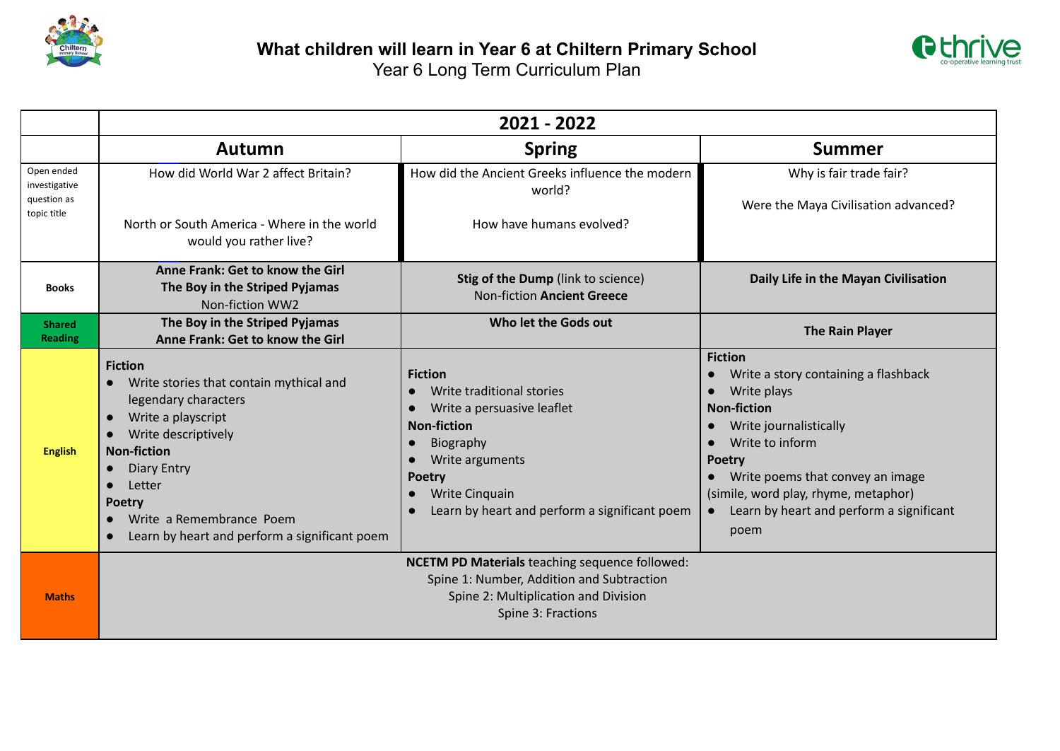# What children will learn in Year 6 at Chiltern Primary School

## Year 6 Long Term Curriculum Plan

| | 2021 - 2022 | | |
|---|---|---|---|
| | **Autumn** | **Spring** | **Summer** |
| Open ended investigative question as topic title | How did World War 2 affect Britain?<br><br>North or South America - Where in the world would you rather live? | How did the Ancient Greeks influence the modern world?<br><br>How have humans evolved? | Why is fair trade fair?<br><br>Were the Maya Civilisation advanced? |
| **Books** | **Anne Frank: Get to know the Girl**<br>**The Boy in the Striped Pyjamas**<br>Non-fiction WW2 | **Stig of the Dump** (link to science)<br>Non-fiction **Ancient Greece** | **Daily Life in the Mayan Civilisation** |
| **Shared Reading** | **The Boy in the Striped Pyjamas**<br>**Anne Frank: Get to know the Girl** | **Who let the Gods out** | **The Rain Player** |
| **English** | **Fiction**<br>● Write stories that contain mythical and legendary characters<br>● Write a playscript<br>● Write descriptively<br>**Non-fiction**<br>● Diary Entry<br>● Letter<br>**Poetry**<br>● Write a Remembrance Poem<br>● Learn by heart and perform a significant poem | **Fiction**<br>● Write traditional stories<br>● Write a persuasive leaflet<br>**Non-fiction**<br>● Biography<br>● Write arguments<br>**Poetry**<br>● Write Cinquain<br>● Learn by heart and perform a significant poem | **Fiction**<br>● Write a story containing a flashback<br>● Write plays<br>**Non-fiction**<br>● Write journalistically<br>● Write to inform<br>**Poetry**<br>● Write poems that convey an image (simile, word play, rhyme, metaphor)<br>● Learn by heart and perform a significant poem |
| **Maths** | **NCETM PD Materials** teaching sequence followed:<br>Spine 1: Number, Addition and Subtraction<br>Spine 2: Multiplication and Division<br>Spine 3: Fractions | | |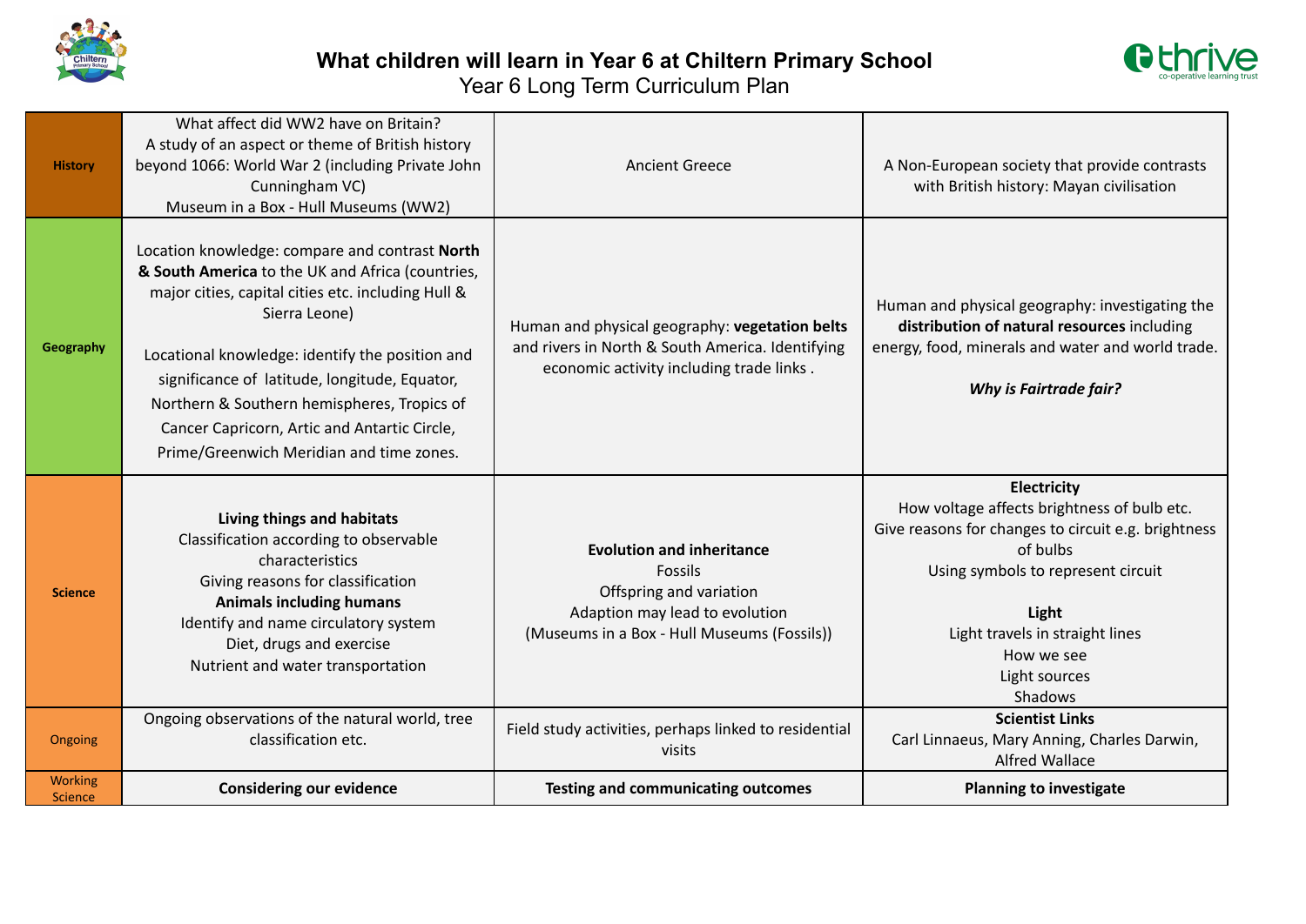# What children will learn in Year 6 at Chiltern Primary School

Year 6 Long Term Curriculum Plan

| | | | |
|---|---|---|---|
| **History** | What affect did WW2 have on Britain?<br>A study of an aspect or theme of British history beyond 1066: World War 2 (including Private John Cunningham VC)<br>Museum in a Box - Hull Museums (WW2) | Ancient Greece | A Non-European society that provide contrasts with British history: Mayan civilisation |
| **Geography** | Location knowledge: compare and contrast **North & South America** to the UK and Africa (countries, major cities, capital cities etc. including Hull & Sierra Leone)<br><br>Locational knowledge: identify the position and significance of latitude, longitude, Equator, Northern & Southern hemispheres, Tropics of Cancer Capricorn, Artic and Antartic Circle, Prime/Greenwich Meridian and time zones. | Human and physical geography: **vegetation belts** and rivers in North & South America. Identifying economic activity including trade links . | Human and physical geography: investigating the **distribution of natural resources** including energy, food, minerals and water and world trade.<br><br>***Why is Fairtrade fair?*** |
| **Science** | **Living things and habitats**<br>Classification according to observable characteristics<br>Giving reasons for classification<br>**Animals including humans**<br>Identify and name circulatory system<br>Diet, drugs and exercise<br>Nutrient and water transportation | **Evolution and inheritance**<br>Fossils<br>Offspring and variation<br>Adaption may lead to evolution<br>(Museums in a Box - Hull Museums (Fossils)) | **Electricity**<br>How voltage affects brightness of bulb etc.<br>Give reasons for changes to circuit e.g. brightness of bulbs<br>Using symbols to represent circuit<br><br>**Light**<br>Light travels in straight lines<br>How we see<br>Light sources<br>Shadows |
| Ongoing | Ongoing observations of the natural world, tree classification etc. | Field study activities, perhaps linked to residential visits | **Scientist Links**<br>Carl Linnaeus, Mary Anning, Charles Darwin, Alfred Wallace |
| Working Science | **Considering our evidence** | **Testing and communicating outcomes** | **Planning to investigate** |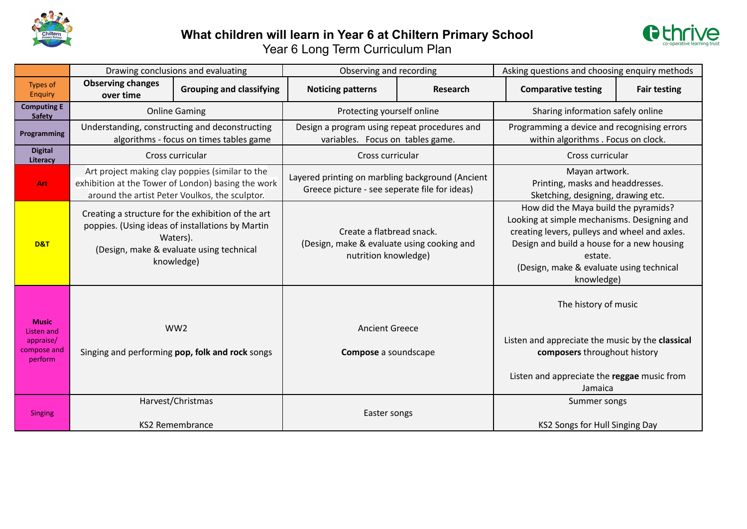# What children will learn in Year 6 at Chiltern Primary School

Year 6 Long Term Curriculum Plan

| | Drawing conclusions and evaluating | | Observing and recording | | Asking questions and choosing enquiry methods | |
|---|---|---|---|---|---|---|
| Types of Enquiry | **Observing changes over time** | **Grouping and classifying** | **Noticing patterns** | **Research** | **Comparative testing** | **Fair testing** |
| **Computing E Safety** | Online Gaming | | Protecting yourself online | | Sharing information safely online | |
| **Programming** | Understanding, constructing and deconstructing algorithms - focus on times tables game | | Design a program using repeat procedures and variables. Focus on tables game. | | Programming a device and recognising errors within algorithms . Focus on clock. | |
| **Digital Literacy** | Cross curricular | | Cross curricular | | Cross curricular | |
| **Art** | Art project making clay poppies (similar to the exhibition at the Tower of London) basing the work around the artist Peter Voulkos, the sculptor. | | Layered printing on marbling background (Ancient Greece picture - see seperate file for ideas) | | Mayan artwork.<br>Printing, masks and headdresses.<br>Sketching, designing, drawing etc. | |
| **D&T** | Creating a structure for the exhibition of the art poppies. (Using ideas of installations by Martin Waters).<br>(Design, make & evaluate using technical knowledge) | | Create a flatbread snack.<br>(Design, make & evaluate using cooking and nutrition knowledge) | | How did the Maya build the pyramids? Looking at simple mechanisms. Designing and creating levers, pulleys and wheel and axles. Design and build a house for a new housing estate.<br>(Design, make & evaluate using technical knowledge) | |
| **Music** Listen and appraise/ compose and perform | WW2<br><br>Singing and performing **pop, folk and rock** songs | | Ancient Greece<br><br>**Compose** a soundscape | | The history of music<br><br>Listen and appreciate the music by the **classical composers** throughout history<br><br>Listen and appreciate the **reggae** music from Jamaica | |
| Singing | Harvest/Christmas<br><br>KS2 Remembrance | | Easter songs | | Summer songs<br><br>KS2 Songs for Hull Singing Day | |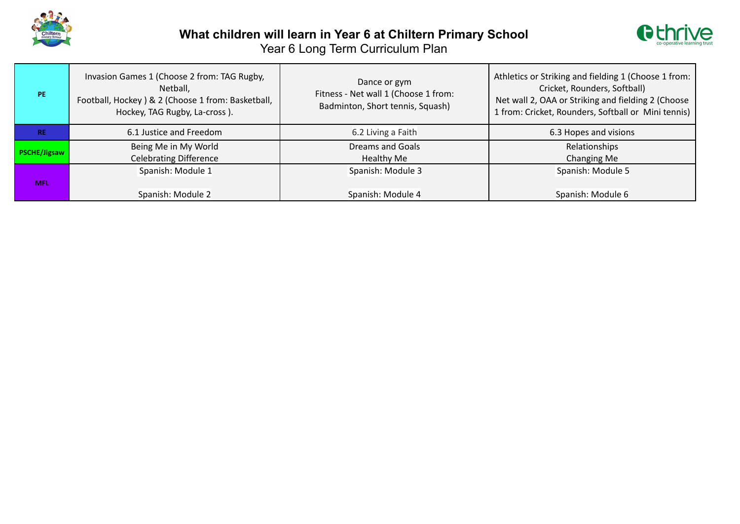# What children will learn in Year 6 at Chiltern Primary School

Year 6 Long Term Curriculum Plan

| | | | |
|---|---|---|---|
| PE | Invasion Games 1 (Choose 2 from: TAG Rugby, Netball, Football, Hockey ) & 2 (Choose 1 from: Basketball, Hockey, TAG Rugby, La-cross ). | Dance or gym<br>Fitness - Net wall 1 (Choose 1 from: Badminton, Short tennis, Squash) | Athletics or Striking and fielding 1 (Choose 1 from: Cricket, Rounders, Softball)<br>Net wall 2, OAA or Striking and fielding 2 (Choose 1 from: Cricket, Rounders, Softball or Mini tennis) |
| RE | 6.1 Justice and Freedom | 6.2 Living a Faith | 6.3 Hopes and visions |
| PSCHE/Jigsaw | Being Me in My World<br>Celebrating Difference | Dreams and Goals<br>Healthy Me | Relationships<br>Changing Me |
| MFL | Spanish: Module 1<br><br>Spanish: Module 2 | Spanish: Module 3<br><br>Spanish: Module 4 | Spanish: Module 5<br><br>Spanish: Module 6 |